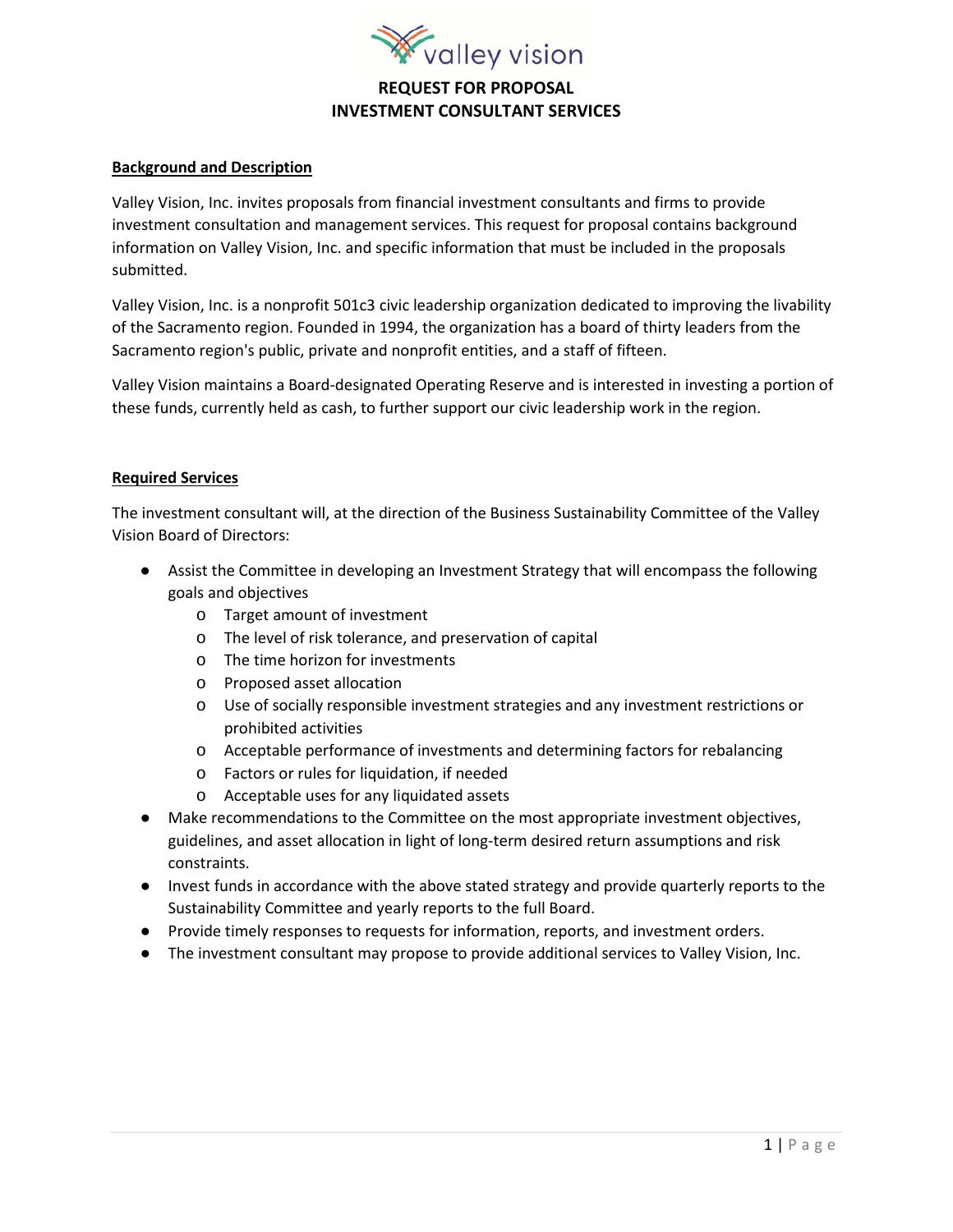# REQUEST FOR PROPOSAL
# INVESTMENT CONSULTANT SERVICES

## Background and Description

Valley Vision, Inc. invites proposals from financial investment consultants and firms to provide investment consultation and management services. This request for proposal contains background information on Valley Vision, Inc. and specific information that must be included in the proposals submitted.

Valley Vision, Inc. is a nonprofit 501c3 civic leadership organization dedicated to improving the livability of the Sacramento region. Founded in 1994, the organization has a board of thirty leaders from the Sacramento region's public, private and nonprofit entities, and a staff of fifteen.

Valley Vision maintains a Board-designated Operating Reserve and is interested in investing a portion of these funds, currently held as cash, to further support our civic leadership work in the region.

## Required Services

The investment consultant will, at the direction of the Business Sustainability Committee of the Valley Vision Board of Directors:

- Assist the Committee in developing an Investment Strategy that will encompass the following goals and objectives
  - Target amount of investment
  - The level of risk tolerance, and preservation of capital
  - The time horizon for investments
  - Proposed asset allocation
  - Use of socially responsible investment strategies and any investment restrictions or prohibited activities
  - Acceptable performance of investments and determining factors for rebalancing
  - Factors or rules for liquidation, if needed
  - Acceptable uses for any liquidated assets
- Make recommendations to the Committee on the most appropriate investment objectives, guidelines, and asset allocation in light of long-term desired return assumptions and risk constraints.
- Invest funds in accordance with the above stated strategy and provide quarterly reports to the Sustainability Committee and yearly reports to the full Board.
- Provide timely responses to requests for information, reports, and investment orders.
- The investment consultant may propose to provide additional services to Valley Vision, Inc.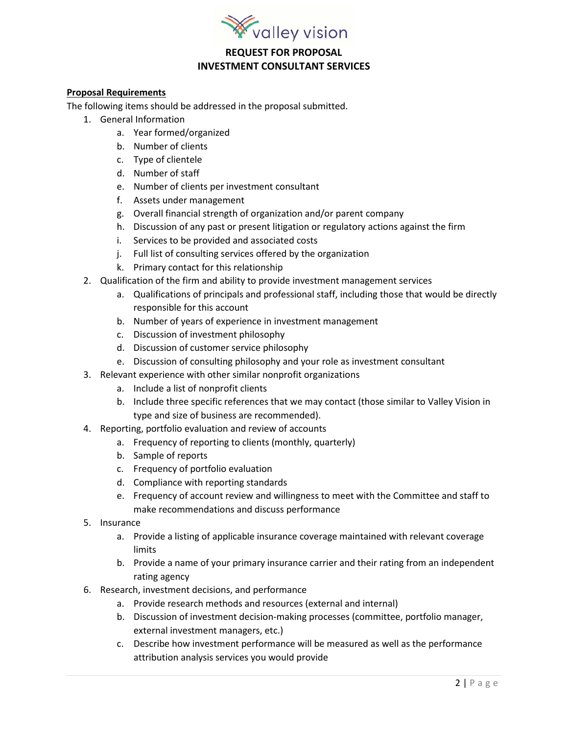# REQUEST FOR PROPOSAL
# INVESTMENT CONSULTANT SERVICES

**Proposal Requirements**

The following items should be addressed in the proposal submitted.

1. General Information
   a. Year formed/organized
   b. Number of clients
   c. Type of clientele
   d. Number of staff
   e. Number of clients per investment consultant
   f. Assets under management
   g. Overall financial strength of organization and/or parent company
   h. Discussion of any past or present litigation or regulatory actions against the firm
   i. Services to be provided and associated costs
   j. Full list of consulting services offered by the organization
   k. Primary contact for this relationship
2. Qualification of the firm and ability to provide investment management services
   a. Qualifications of principals and professional staff, including those that would be directly responsible for this account
   b. Number of years of experience in investment management
   c. Discussion of investment philosophy
   d. Discussion of customer service philosophy
   e. Discussion of consulting philosophy and your role as investment consultant
3. Relevant experience with other similar nonprofit organizations
   a. Include a list of nonprofit clients
   b. Include three specific references that we may contact (those similar to Valley Vision in type and size of business are recommended).
4. Reporting, portfolio evaluation and review of accounts
   a. Frequency of reporting to clients (monthly, quarterly)
   b. Sample of reports
   c. Frequency of portfolio evaluation
   d. Compliance with reporting standards
   e. Frequency of account review and willingness to meet with the Committee and staff to make recommendations and discuss performance
5. Insurance
   a. Provide a listing of applicable insurance coverage maintained with relevant coverage limits
   b. Provide a name of your primary insurance carrier and their rating from an independent rating agency
6. Research, investment decisions, and performance
   a. Provide research methods and resources (external and internal)
   b. Discussion of investment decision-making processes (committee, portfolio manager, external investment managers, etc.)
   c. Describe how investment performance will be measured as well as the performance attribution analysis services you would provide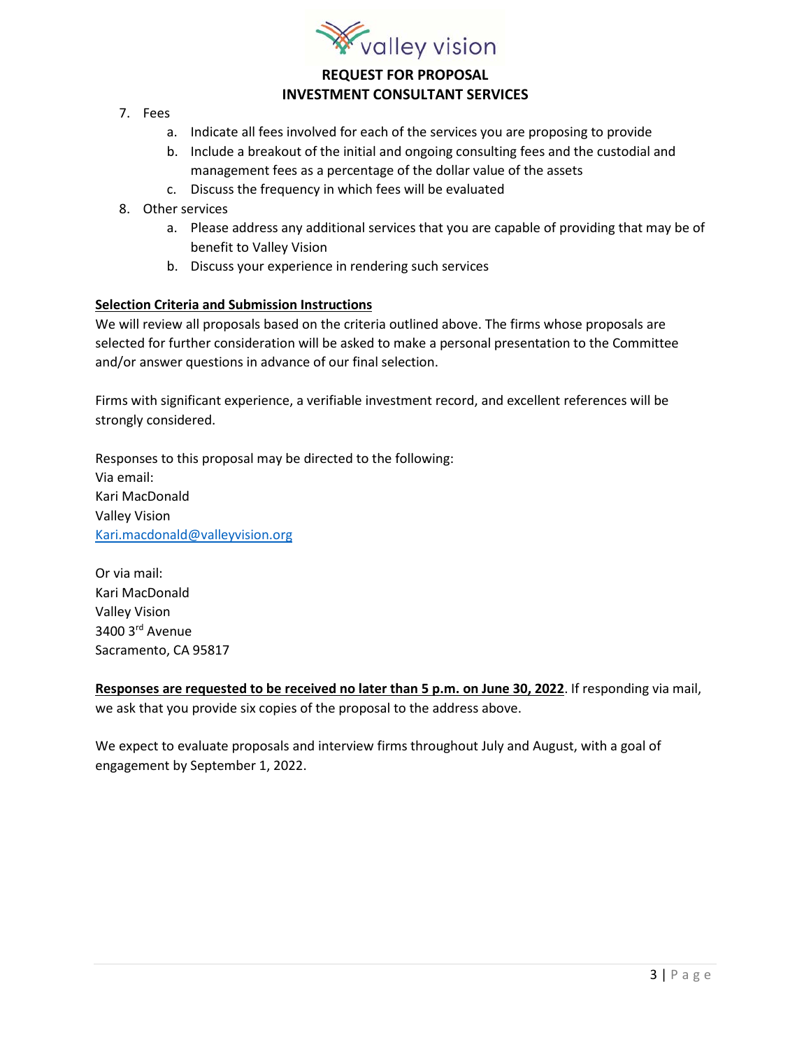7. Fees
    a. Indicate all fees involved for each of the services you are proposing to provide
    b. Include a breakout of the initial and ongoing consulting fees and the custodial and management fees as a percentage of the dollar value of the assets
    c. Discuss the frequency in which fees will be evaluated
8. Other services
    a. Please address any additional services that you are capable of providing that may be of benefit to Valley Vision
    b. Discuss your experience in rendering such services

**Selection Criteria and Submission Instructions**

We will review all proposals based on the criteria outlined above. The firms whose proposals are selected for further consideration will be asked to make a personal presentation to the Committee and/or answer questions in advance of our final selection.

Firms with significant experience, a verifiable investment record, and excellent references will be strongly considered.

Responses to this proposal may be directed to the following:
Via email:
Kari MacDonald
Valley Vision
Kari.macdonald@valleyvision.org

Or via mail:
Kari MacDonald
Valley Vision
3400 3rd Avenue
Sacramento, CA 95817

**Responses are requested to be received no later than 5 p.m. on June 30, 2022**. If responding via mail, we ask that you provide six copies of the proposal to the address above.

We expect to evaluate proposals and interview firms throughout July and August, with a goal of engagement by September 1, 2022.